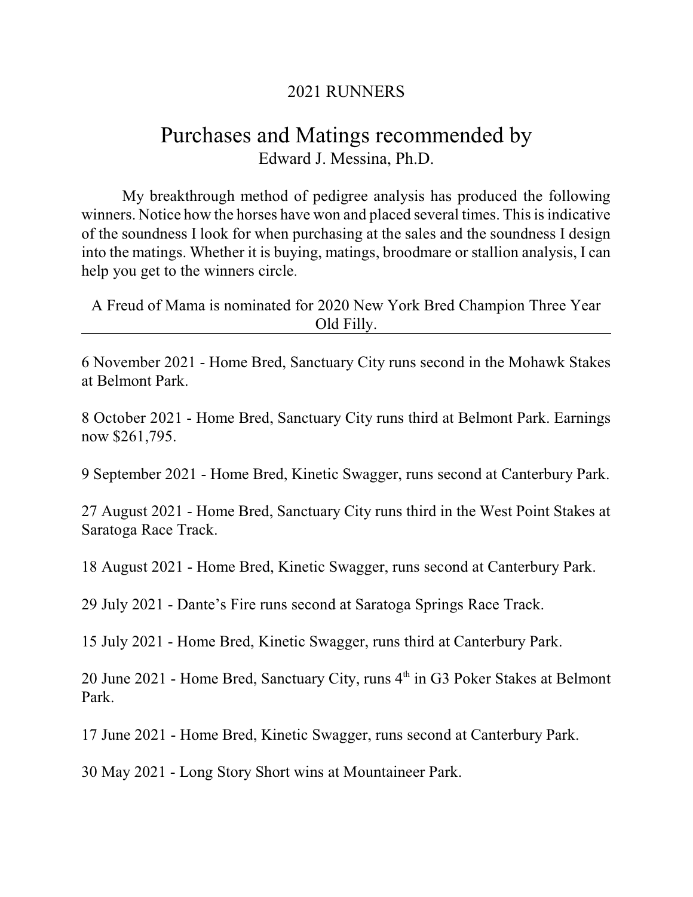2021 RUNNERS

# Purchases and Matings recommended by

Edward J. Messina, Ph.D.

My breakthrough method of pedigree analysis has produced the following winners. Notice how the horses have won and placed several times. This is indicative of the soundness I look for when purchasing at the sales and the soundness I design into the matings. Whether it is buying, matings, broodmare or stallion analysis, I can help you get to the winners circle.

A Freud of Mama is nominated for 2020 New York Bred Champion Three Year Old Filly.

---

6 November 2021 - Home Bred, Sanctuary City runs second in the Mohawk Stakes at Belmont Park.

8 October 2021 - Home Bred, Sanctuary City runs third at Belmont Park. Earnings now $261,795.

9 September 2021 - Home Bred, Kinetic Swagger, runs second at Canterbury Park.

27 August 2021 - Home Bred, Sanctuary City runs third in the West Point Stakes at Saratoga Race Track.

18 August 2021 - Home Bred, Kinetic Swagger, runs second at Canterbury Park.

29 July 2021 - Dante's Fire runs second at Saratoga Springs Race Track.

15 July 2021 - Home Bred, Kinetic Swagger, runs third at Canterbury Park.

20 June 2021 - Home Bred, Sanctuary City, runs 4th in G3 Poker Stakes at Belmont Park.

17 June 2021 - Home Bred, Kinetic Swagger, runs second at Canterbury Park.

30 May 2021 - Long Story Short wins at Mountaineer Park.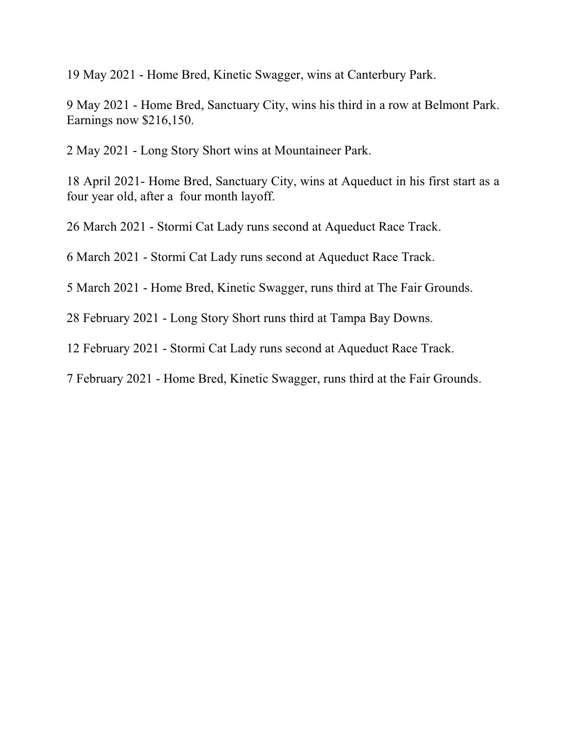19 May 2021 - Home Bred, Kinetic Swagger, wins at Canterbury Park.

9 May 2021 - Home Bred, Sanctuary City, wins his third in a row at Belmont Park. Earnings now $216,150.

2 May 2021 - Long Story Short wins at Mountaineer Park.

18 April 2021- Home Bred, Sanctuary City, wins at Aqueduct in his first start as a four year old, after a four month layoff.

26 March 2021 - Stormi Cat Lady runs second at Aqueduct Race Track.

6 March 2021 - Stormi Cat Lady runs second at Aqueduct Race Track.

5 March 2021 - Home Bred, Kinetic Swagger, runs third at The Fair Grounds.

28 February 2021 - Long Story Short runs third at Tampa Bay Downs.

12 February 2021 - Stormi Cat Lady runs second at Aqueduct Race Track.

7 February 2021 - Home Bred, Kinetic Swagger, runs third at the Fair Grounds.